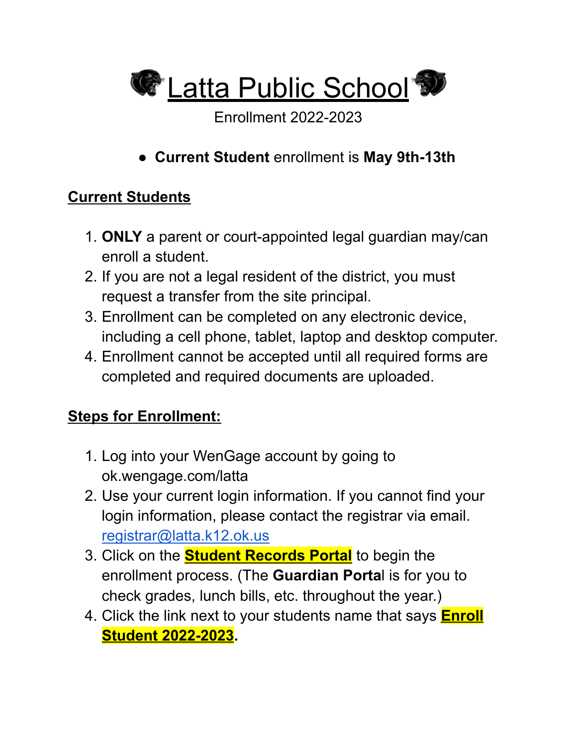# Latta Public School

Enrollment 2022-2023

- **Current Student** enrollment is **May 9th-13th**

## Current Students

1. **ONLY** a parent or court-appointed legal guardian may/can enroll a student.
2. If you are not a legal resident of the district, you must request a transfer from the site principal.
3. Enrollment can be completed on any electronic device, including a cell phone, tablet, laptop and desktop computer.
4. Enrollment cannot be accepted until all required forms are completed and required documents are uploaded.

## Steps for Enrollment:

1. Log into your WenGage account by going to ok.wengage.com/latta
2. Use your current login information. If you cannot find your login information, please contact the registrar via email. registrar@latta.k12.ok.us
3. Click on the **Student Records Portal** to begin the enrollment process. (The **Guardian Portal** is for you to check grades, lunch bills, etc. throughout the year.)
4. Click the link next to your students name that says **Enroll Student 2022-2023**.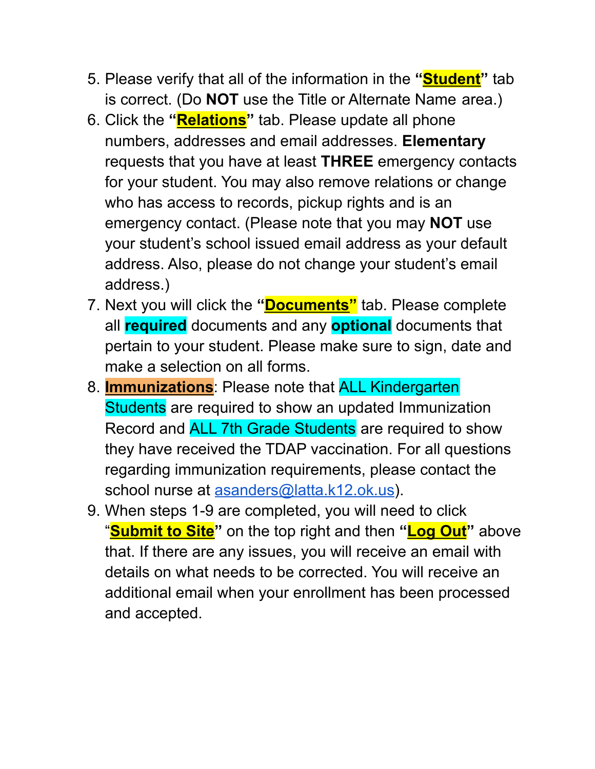5. Please verify that all of the information in the "**Student**" tab is correct. (Do **NOT** use the Title or Alternate Name area.)
6. Click the "**Relations**" tab. Please update all phone numbers, addresses and email addresses. **Elementary** requests that you have at least **THREE** emergency contacts for your student. You may also remove relations or change who has access to records, pickup rights and is an emergency contact. (Please note that you may **NOT** use your student's school issued email address as your default address. Also, please do not change your student's email address.)
7. Next you will click the "**Documents**" tab. Please complete all **required** documents and any **optional** documents that pertain to your student. Please make sure to sign, date and make a selection on all forms.
8. **Immunizations**: Please note that ALL Kindergarten Students are required to show an updated Immunization Record and ALL 7th Grade Students are required to show they have received the TDAP vaccination. For all questions regarding immunization requirements, please contact the school nurse at asanders@latta.k12.ok.us).
9. When steps 1-9 are completed, you will need to click "**Submit to Site**" on the top right and then "**Log Out**" above that. If there are any issues, you will receive an email with details on what needs to be corrected. You will receive an additional email when your enrollment has been processed and accepted.